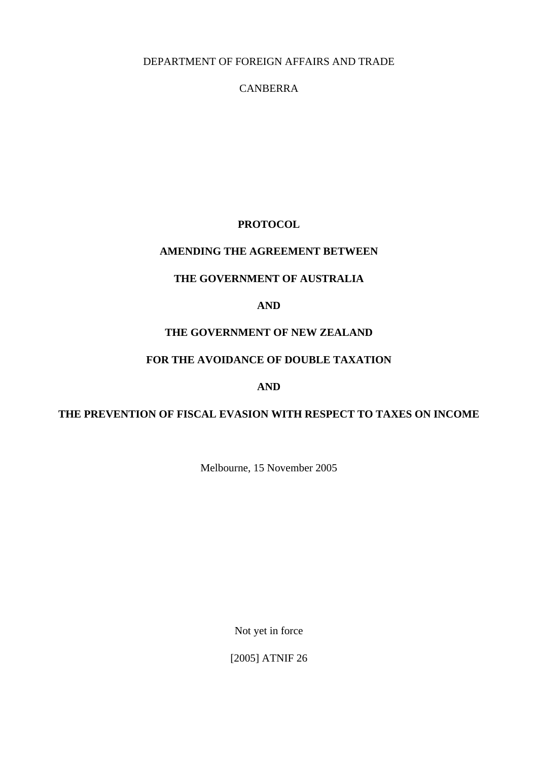DEPARTMENT OF FOREIGN AFFAIRS AND TRADE

CANBERRA

# PROTOCOL

# AMENDING THE AGREEMENT BETWEEN

# THE GOVERNMENT OF AUSTRALIA

# AND

# THE GOVERNMENT OF NEW ZEALAND

# FOR THE AVOIDANCE OF DOUBLE TAXATION

# AND

# THE PREVENTION OF FISCAL EVASION WITH RESPECT TO TAXES ON INCOME

Melbourne, 15 November 2005

Not yet in force

[2005] ATNIF 26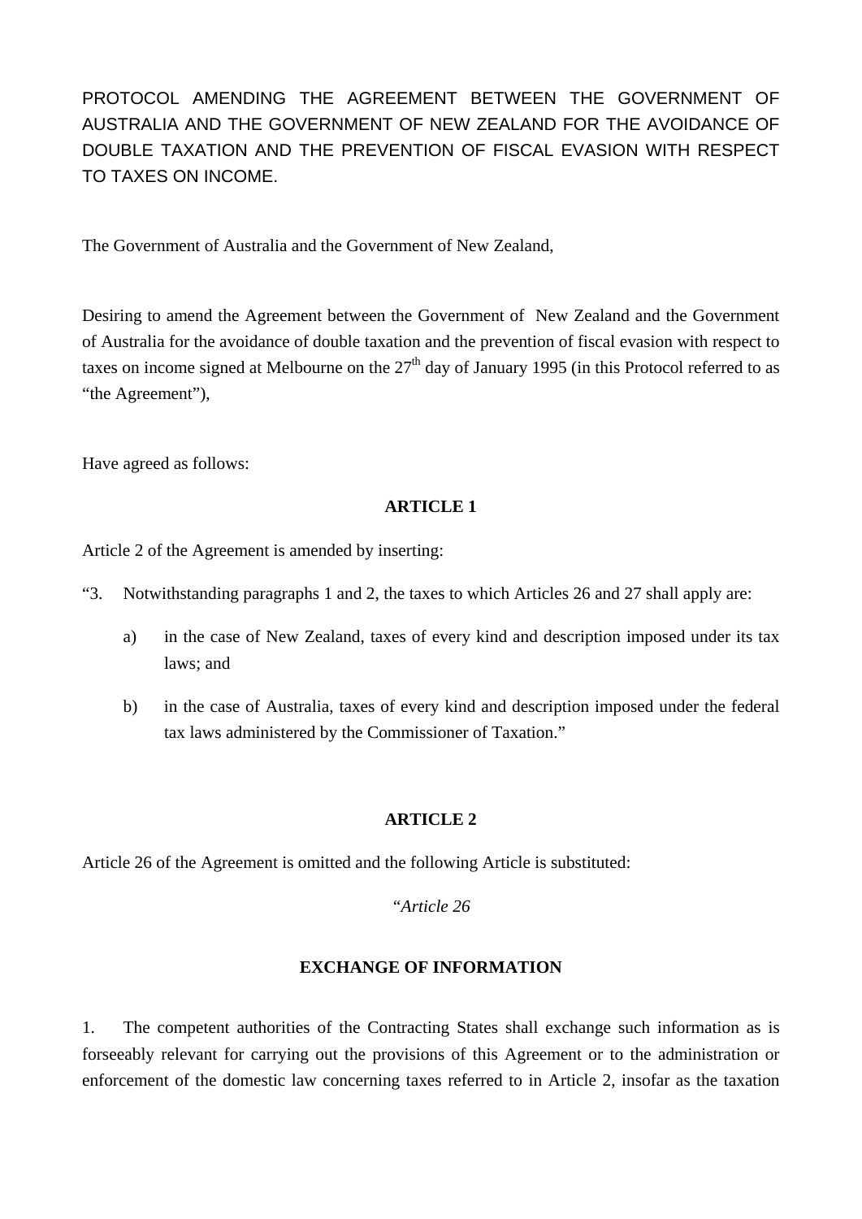PROTOCOL AMENDING THE AGREEMENT BETWEEN THE GOVERNMENT OF AUSTRALIA AND THE GOVERNMENT OF NEW ZEALAND FOR THE AVOIDANCE OF DOUBLE TAXATION AND THE PREVENTION OF FISCAL EVASION WITH RESPECT TO TAXES ON INCOME.

The Government of Australia and the Government of New Zealand,

Desiring to amend the Agreement between the Government of New Zealand and the Government of Australia for the avoidance of double taxation and the prevention of fiscal evasion with respect to taxes on income signed at Melbourne on the 27th day of January 1995 (in this Protocol referred to as "the Agreement"),

Have agreed as follows:

**ARTICLE 1**

Article 2 of the Agreement is amended by inserting:

"3. Notwithstanding paragraphs 1 and 2, the taxes to which Articles 26 and 27 shall apply are:

a) in the case of New Zealand, taxes of every kind and description imposed under its tax laws; and

b) in the case of Australia, taxes of every kind and description imposed under the federal tax laws administered by the Commissioner of Taxation."

**ARTICLE 2**

Article 26 of the Agreement is omitted and the following Article is substituted:

"*Article 26*

**EXCHANGE OF INFORMATION**

1. The competent authorities of the Contracting States shall exchange such information as is forseeably relevant for carrying out the provisions of this Agreement or to the administration or enforcement of the domestic law concerning taxes referred to in Article 2, insofar as the taxation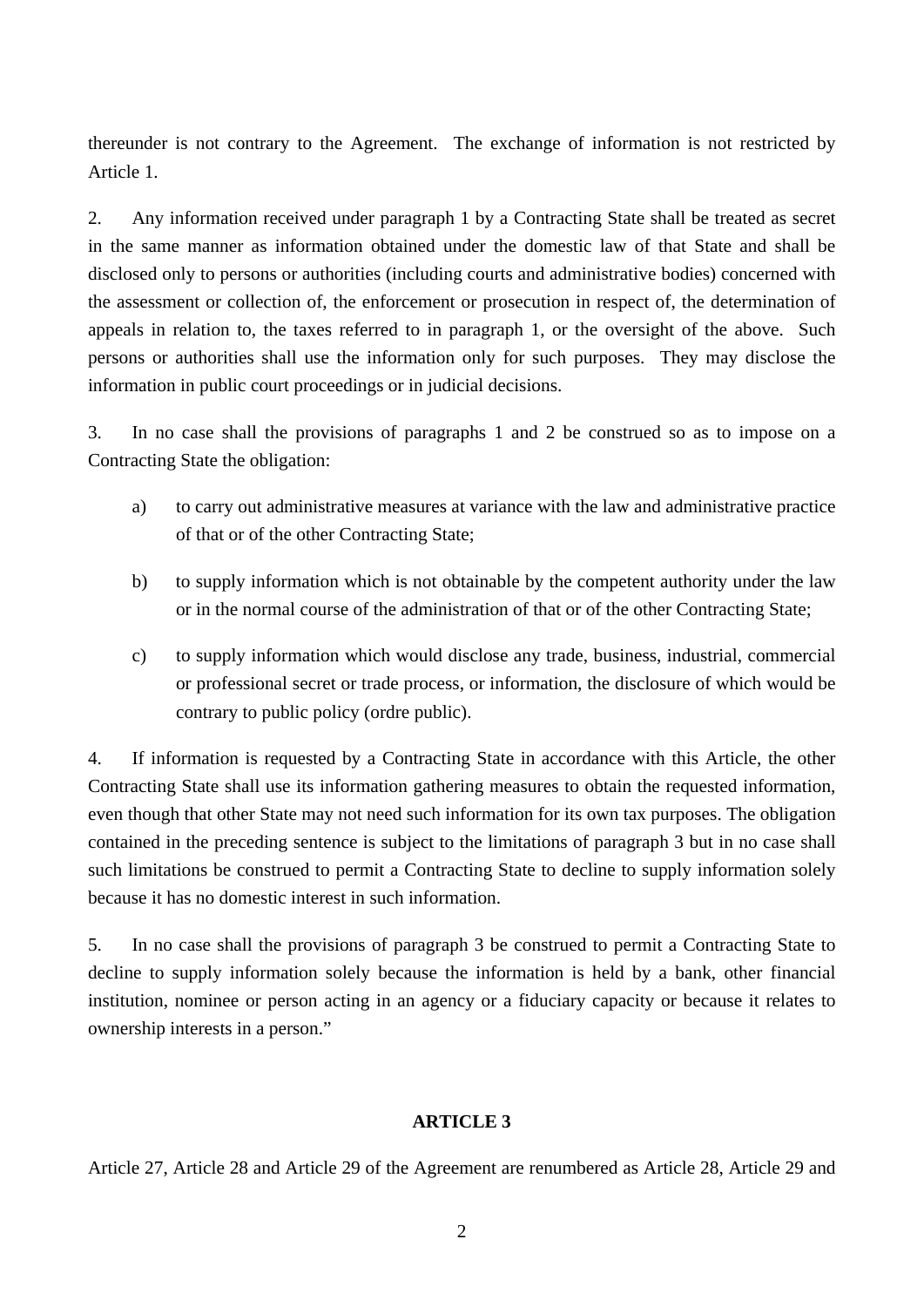thereunder is not contrary to the Agreement. The exchange of information is not restricted by Article 1.

2. Any information received under paragraph 1 by a Contracting State shall be treated as secret in the same manner as information obtained under the domestic law of that State and shall be disclosed only to persons or authorities (including courts and administrative bodies) concerned with the assessment or collection of, the enforcement or prosecution in respect of, the determination of appeals in relation to, the taxes referred to in paragraph 1, or the oversight of the above. Such persons or authorities shall use the information only for such purposes. They may disclose the information in public court proceedings or in judicial decisions.

3. In no case shall the provisions of paragraphs 1 and 2 be construed so as to impose on a Contracting State the obligation:

a) to carry out administrative measures at variance with the law and administrative practice of that or of the other Contracting State;

b) to supply information which is not obtainable by the competent authority under the law or in the normal course of the administration of that or of the other Contracting State;

c) to supply information which would disclose any trade, business, industrial, commercial or professional secret or trade process, or information, the disclosure of which would be contrary to public policy (ordre public).

4. If information is requested by a Contracting State in accordance with this Article, the other Contracting State shall use its information gathering measures to obtain the requested information, even though that other State may not need such information for its own tax purposes. The obligation contained in the preceding sentence is subject to the limitations of paragraph 3 but in no case shall such limitations be construed to permit a Contracting State to decline to supply information solely because it has no domestic interest in such information.

5. In no case shall the provisions of paragraph 3 be construed to permit a Contracting State to decline to supply information solely because the information is held by a bank, other financial institution, nominee or person acting in an agency or a fiduciary capacity or because it relates to ownership interests in a person."

## ARTICLE 3

Article 27, Article 28 and Article 29 of the Agreement are renumbered as Article 28, Article 29 and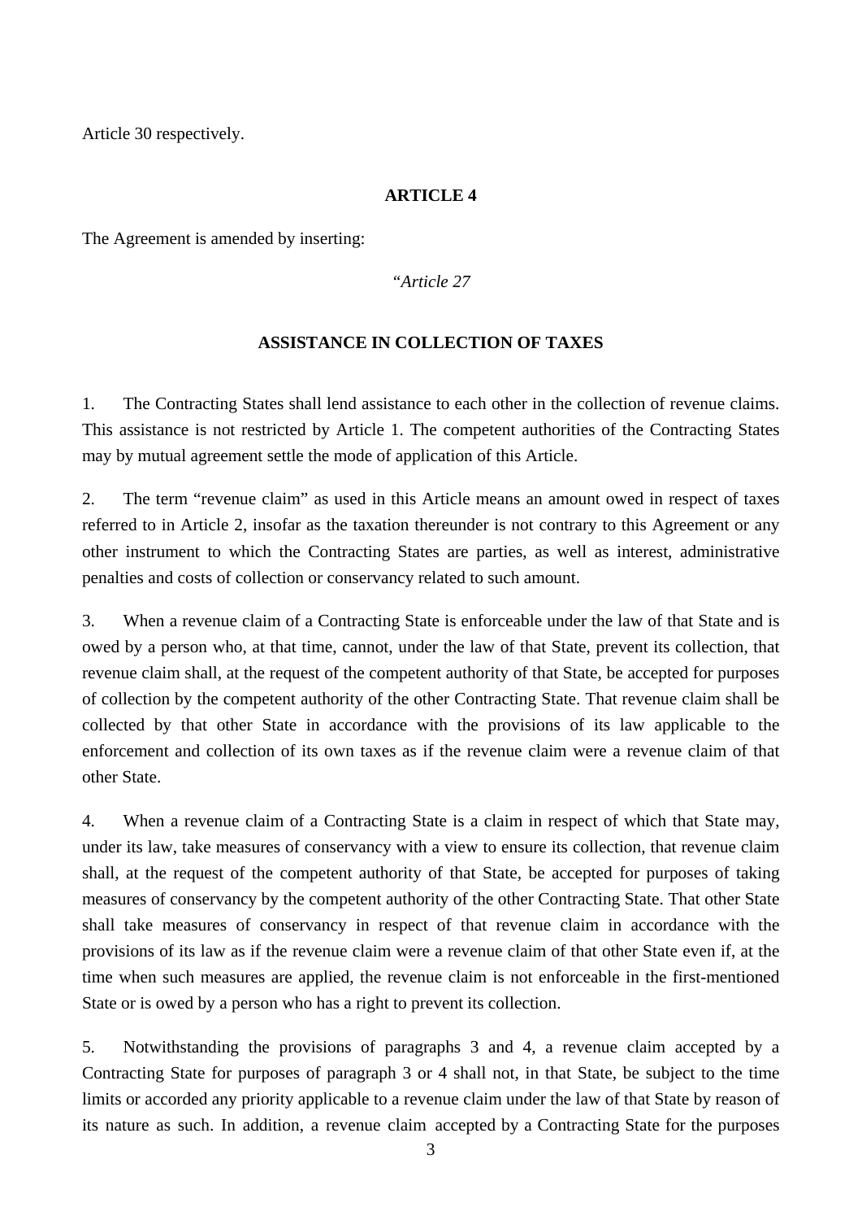Article 30 respectively.

## ARTICLE 4

The Agreement is amended by inserting:

"*Article 27*

### ASSISTANCE IN COLLECTION OF TAXES

1. The Contracting States shall lend assistance to each other in the collection of revenue claims. This assistance is not restricted by Article 1. The competent authorities of the Contracting States may by mutual agreement settle the mode of application of this Article.

2. The term "revenue claim" as used in this Article means an amount owed in respect of taxes referred to in Article 2, insofar as the taxation thereunder is not contrary to this Agreement or any other instrument to which the Contracting States are parties, as well as interest, administrative penalties and costs of collection or conservancy related to such amount.

3. When a revenue claim of a Contracting State is enforceable under the law of that State and is owed by a person who, at that time, cannot, under the law of that State, prevent its collection, that revenue claim shall, at the request of the competent authority of that State, be accepted for purposes of collection by the competent authority of the other Contracting State. That revenue claim shall be collected by that other State in accordance with the provisions of its law applicable to the enforcement and collection of its own taxes as if the revenue claim were a revenue claim of that other State.

4. When a revenue claim of a Contracting State is a claim in respect of which that State may, under its law, take measures of conservancy with a view to ensure its collection, that revenue claim shall, at the request of the competent authority of that State, be accepted for purposes of taking measures of conservancy by the competent authority of the other Contracting State. That other State shall take measures of conservancy in respect of that revenue claim in accordance with the provisions of its law as if the revenue claim were a revenue claim of that other State even if, at the time when such measures are applied, the revenue claim is not enforceable in the first-mentioned State or is owed by a person who has a right to prevent its collection.

5. Notwithstanding the provisions of paragraphs 3 and 4, a revenue claim accepted by a Contracting State for purposes of paragraph 3 or 4 shall not, in that State, be subject to the time limits or accorded any priority applicable to a revenue claim under the law of that State by reason of its nature as such. In addition, a revenue claim accepted by a Contracting State for the purposes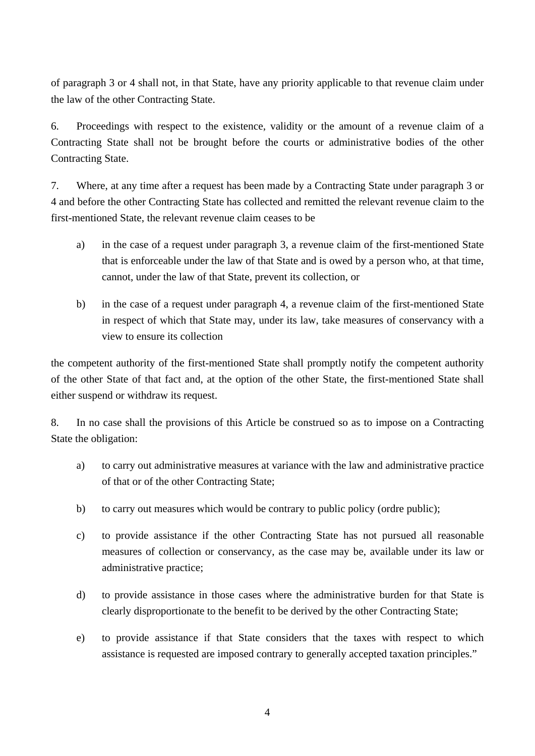of paragraph 3 or 4 shall not, in that State, have any priority applicable to that revenue claim under the law of the other Contracting State.

6. Proceedings with respect to the existence, validity or the amount of a revenue claim of a Contracting State shall not be brought before the courts or administrative bodies of the other Contracting State.

7. Where, at any time after a request has been made by a Contracting State under paragraph 3 or 4 and before the other Contracting State has collected and remitted the relevant revenue claim to the first-mentioned State, the relevant revenue claim ceases to be

a) in the case of a request under paragraph 3, a revenue claim of the first-mentioned State that is enforceable under the law of that State and is owed by a person who, at that time, cannot, under the law of that State, prevent its collection, or

b) in the case of a request under paragraph 4, a revenue claim of the first-mentioned State in respect of which that State may, under its law, take measures of conservancy with a view to ensure its collection

the competent authority of the first-mentioned State shall promptly notify the competent authority of the other State of that fact and, at the option of the other State, the first-mentioned State shall either suspend or withdraw its request.

8. In no case shall the provisions of this Article be construed so as to impose on a Contracting State the obligation:

a) to carry out administrative measures at variance with the law and administrative practice of that or of the other Contracting State;

b) to carry out measures which would be contrary to public policy (ordre public);

c) to provide assistance if the other Contracting State has not pursued all reasonable measures of collection or conservancy, as the case may be, available under its law or administrative practice;

d) to provide assistance in those cases where the administrative burden for that State is clearly disproportionate to the benefit to be derived by the other Contracting State;

e) to provide assistance if that State considers that the taxes with respect to which assistance is requested are imposed contrary to generally accepted taxation principles."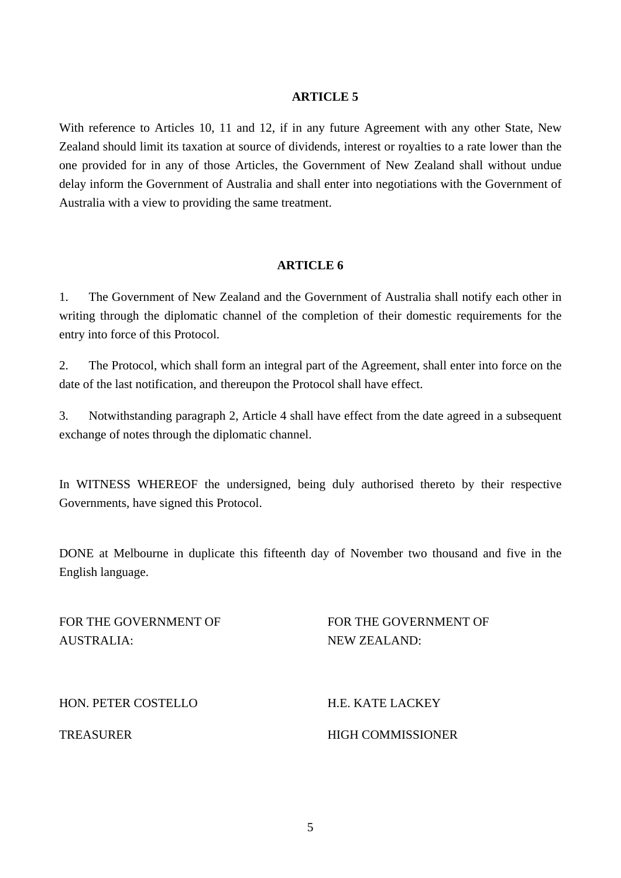## ARTICLE 5

With reference to Articles 10, 11 and 12, if in any future Agreement with any other State, New Zealand should limit its taxation at source of dividends, interest or royalties to a rate lower than the one provided for in any of those Articles, the Government of New Zealand shall without undue delay inform the Government of Australia and shall enter into negotiations with the Government of Australia with a view to providing the same treatment.

## ARTICLE 6

1. The Government of New Zealand and the Government of Australia shall notify each other in writing through the diplomatic channel of the completion of their domestic requirements for the entry into force of this Protocol.

2. The Protocol, which shall form an integral part of the Agreement, shall enter into force on the date of the last notification, and thereupon the Protocol shall have effect.

3. Notwithstanding paragraph 2, Article 4 shall have effect from the date agreed in a subsequent exchange of notes through the diplomatic channel.

In WITNESS WHEREOF the undersigned, being duly authorised thereto by their respective Governments, have signed this Protocol.

DONE at Melbourne in duplicate this fifteenth day of November two thousand and five in the English language.

FOR THE GOVERNMENT OF AUSTRALIA:

HON. PETER COSTELLO

TREASURER

FOR THE GOVERNMENT OF NEW ZEALAND:

H.E. KATE LACKEY

HIGH COMMISSIONER